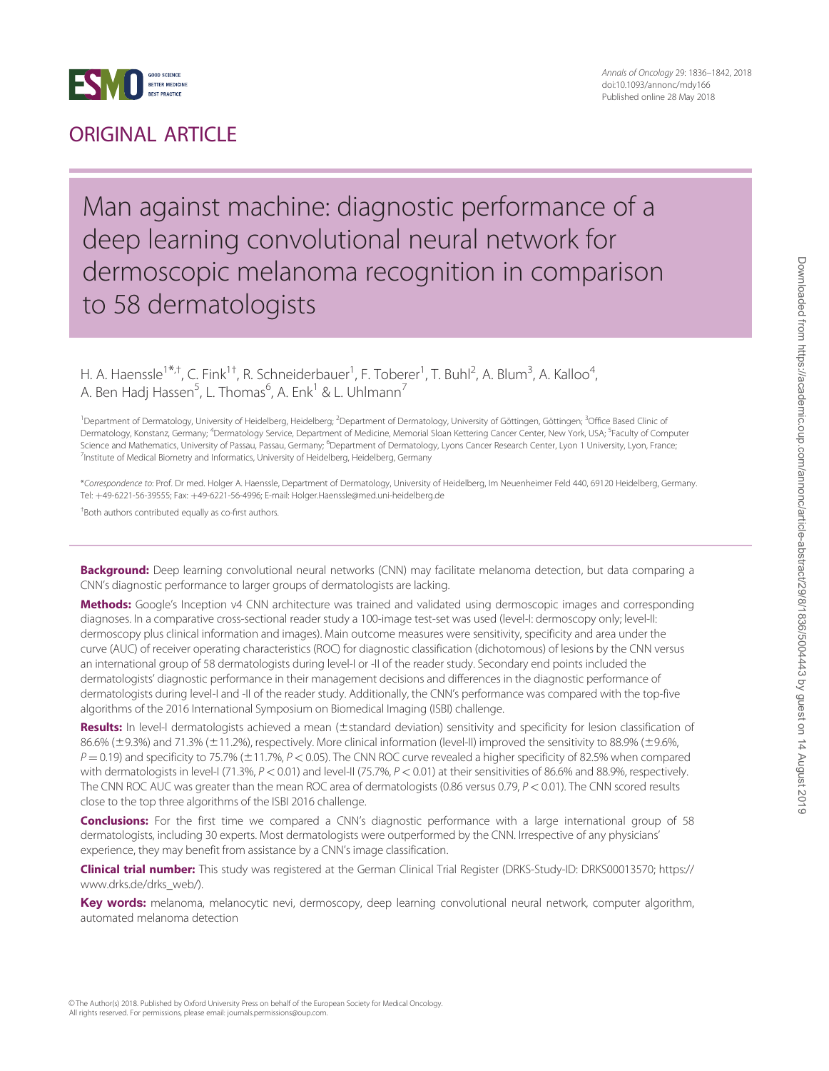# ORIGINAL ARTICLE

# Man against machine: diagnostic performance of a deep learning convolutional neural network for dermoscopic melanoma recognition in comparison to 58 dermatologists

H. A. Haenssle[1*,†], C. Fink[1†], R. Schneiderbauer[1], F. Toberer[1], T. Buhl[2], A. Blum[3], A. Kalloo[4], A. Ben Hadj Hassen[5], L. Thomas[6], A. Enk[1] & L. Uhlmann[7]

[1]Department of Dermatology, University of Heidelberg, Heidelberg; [2]Department of Dermatology, University of Göttingen, Göttingen; [3]Office Based Clinic of Dermatology, Konstanz, Germany; [4]Dermatology Service, Department of Medicine, Memorial Sloan Kettering Cancer Center, New York, USA; [5]Faculty of Computer Science and Mathematics, University of Passau, Passau, Germany; [6]Department of Dermatology, Lyons Cancer Research Center, Lyon 1 University, Lyon, France; [7]Institute of Medical Biometry and Informatics, University of Heidelberg, Heidelberg, Germany

*Correspondence to: Prof. Dr med. Holger A. Haenssle, Department of Dermatology, University of Heidelberg, Im Neuenheimer Feld 440, 69120 Heidelberg, Germany. Tel: +49-6221-56-39555; Fax: +49-6221-56-4996; E-mail: Holger.Haenssle@med.uni-heidelberg.de

[†]Both authors contributed equally as co-first authors.

**Background:** Deep learning convolutional neural networks (CNN) may facilitate melanoma detection, but data comparing a CNN's diagnostic performance to larger groups of dermatologists are lacking.

**Methods:** Google's Inception v4 CNN architecture was trained and validated using dermoscopic images and corresponding diagnoses. In a comparative cross-sectional reader study a 100-image test-set was used (level-I: dermoscopy only; level-II: dermoscopy plus clinical information and images). Main outcome measures were sensitivity, specificity and area under the curve (AUC) of receiver operating characteristics (ROC) for diagnostic classification (dichotomous) of lesions by the CNN versus an international group of 58 dermatologists during level-I or -II of the reader study. Secondary end points included the dermatologists' diagnostic performance in their management decisions and differences in the diagnostic performance of dermatologists during level-I and -II of the reader study. Additionally, the CNN's performance was compared with the top-five algorithms of the 2016 International Symposium on Biomedical Imaging (ISBI) challenge.

**Results:** In level-I dermatologists achieved a mean (±standard deviation) sensitivity and specificity for lesion classification of 86.6% (±9.3%) and 71.3% (±11.2%), respectively. More clinical information (level-II) improved the sensitivity to 88.9% (±9.6%, $P = 0.19$) and specificity to 75.7% (±11.7%, $P < 0.05$). The CNN ROC curve revealed a higher specificity of 82.5% when compared with dermatologists in level-I (71.3%, $P < 0.01$) and level-II (75.7%, $P < 0.01$) at their sensitivities of 86.6% and 88.9%, respectively. The CNN ROC AUC was greater than the mean ROC area of dermatologists (0.86 versus 0.79, $P < 0.01$). The CNN scored results close to the top three algorithms of the ISBI 2016 challenge.

**Conclusions:** For the first time we compared a CNN's diagnostic performance with a large international group of 58 dermatologists, including 30 experts. Most dermatologists were outperformed by the CNN. Irrespective of any physicians' experience, they may benefit from assistance by a CNN's image classification.

**Clinical trial number:** This study was registered at the German Clinical Trial Register (DRKS-Study-ID: DRKS00013570; https://www.drks.de/drks_web/).

**Key words:** melanoma, melanocytic nevi, dermoscopy, deep learning convolutional neural network, computer algorithm, automated melanoma detection

© The Author(s) 2018. Published by Oxford University Press on behalf of the European Society for Medical Oncology. All rights reserved. For permissions, please email: journals.permissions@oup.com.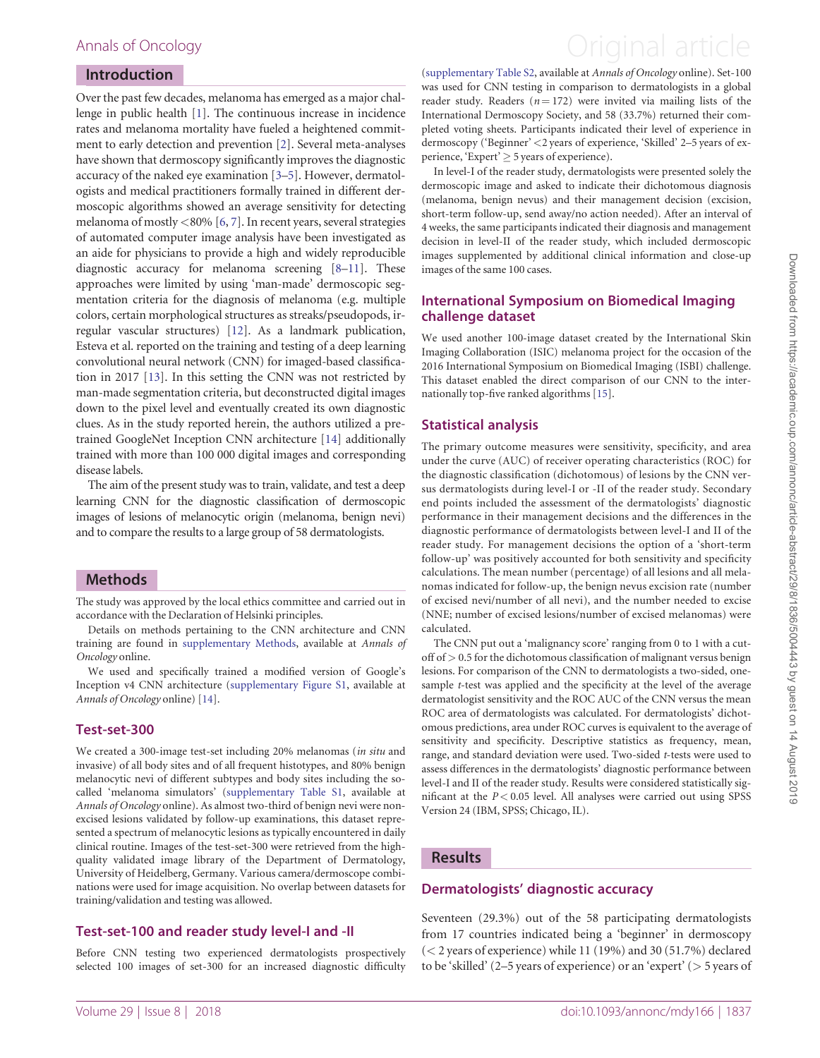## Introduction

Over the past few decades, melanoma has emerged as a major challenge in public health [1]. The continuous increase in incidence rates and melanoma mortality have fueled a heightened commitment to early detection and prevention [2]. Several meta-analyses have shown that dermoscopy significantly improves the diagnostic accuracy of the naked eye examination [3–5]. However, dermatologists and medical practitioners formally trained in different dermoscopic algorithms showed an average sensitivity for detecting melanoma of mostly <80% [6, 7]. In recent years, several strategies of automated computer image analysis have been investigated as an aide for physicians to provide a high and widely reproducible diagnostic accuracy for melanoma screening [8–11]. These approaches were limited by using 'man-made' dermoscopic segmentation criteria for the diagnosis of melanoma (e.g. multiple colors, certain morphological structures as streaks/pseudopods, irregular vascular structures) [12]. As a landmark publication, Esteva et al. reported on the training and testing of a deep learning convolutional neural network (CNN) for imaged-based classification in 2017 [13]. In this setting the CNN was not restricted by man-made segmentation criteria, but deconstructed digital images down to the pixel level and eventually created its own diagnostic clues. As in the study reported herein, the authors utilized a pretrained GoogleNet Inception CNN architecture [14] additionally trained with more than 100 000 digital images and corresponding disease labels.

The aim of the present study was to train, validate, and test a deep learning CNN for the diagnostic classification of dermoscopic images of lesions of melanocytic origin (melanoma, benign nevi) and to compare the results to a large group of 58 dermatologists.

## Methods

The study was approved by the local ethics committee and carried out in accordance with the Declaration of Helsinki principles.

Details on methods pertaining to the CNN architecture and CNN training are found in supplementary Methods, available at *Annals of Oncology* online.

We used and specifically trained a modified version of Google's Inception v4 CNN architecture (supplementary Figure S1, available at *Annals of Oncology* online) [14].

### Test-set-300

We created a 300-image test-set including 20% melanomas (*in situ* and invasive) of all body sites and of all frequent histotypes, and 80% benign melanocytic nevi of different subtypes and body sites including the so-called 'melanoma simulators' (supplementary Table S1, available at *Annals of Oncology* online). As almost two-third of benign nevi were non-excised lesions validated by follow-up examinations, this dataset represented a spectrum of melanocytic lesions as typically encountered in daily clinical routine. Images of the test-set-300 were retrieved from the high-quality validated image library of the Department of Dermatology, University of Heidelberg, Germany. Various camera/dermoscope combinations were used for image acquisition. No overlap between datasets for training/validation and testing was allowed.

### Test-set-100 and reader study level-I and -II

Before CNN testing two experienced dermatologists prospectively selected 100 images of set-300 for an increased diagnostic difficulty (supplementary Table S2, available at *Annals of Oncology* online). Set-100 was used for CNN testing in comparison to dermatologists in a global reader study. Readers ($n = 172$) were invited via mailing lists of the International Dermoscopy Society, and 58 (33.7%) returned their completed voting sheets. Participants indicated their level of experience in dermoscopy ('Beginner' <2 years of experience, 'Skilled' 2–5 years of experience, 'Expert' ≥ 5 years of experience).

In level-I of the reader study, dermatologists were presented solely the dermoscopic image and asked to indicate their dichotomous diagnosis (melanoma, benign nevus) and their management decision (excision, short-term follow-up, send away/no action needed). After an interval of 4 weeks, the same participants indicated their diagnosis and management decision in level-II of the reader study, which included dermoscopic images supplemented by additional clinical information and close-up images of the same 100 cases.

### International Symposium on Biomedical Imaging challenge dataset

We used another 100-image dataset created by the International Skin Imaging Collaboration (ISIC) melanoma project for the occasion of the 2016 International Symposium on Biomedical Imaging (ISBI) challenge. This dataset enabled the direct comparison of our CNN to the internationally top-five ranked algorithms [15].

### Statistical analysis

The primary outcome measures were sensitivity, specificity, and area under the curve (AUC) of receiver operating characteristics (ROC) for the diagnostic classification (dichotomous) of lesions by the CNN versus dermatologists during level-I or -II of the reader study. Secondary end points included the assessment of the dermatologists' diagnostic performance in their management decisions and the differences in the diagnostic performance of dermatologists between level-I and II of the reader study. For management decisions the option of a 'short-term follow-up' was positively accounted for both sensitivity and specificity calculations. The mean number (percentage) of all lesions and all melanomas indicated for follow-up, the benign nevus excision rate (number of excised nevi/number of all nevi), and the number needed to excise (NNE; number of excised lesions/number of excised melanomas) were calculated.

The CNN put out a 'malignancy score' ranging from 0 to 1 with a cut-off of > 0.5 for the dichotomous classification of malignant versus benign lesions. For comparison of the CNN to dermatologists a two-sided, one-sample *t*-test was applied and the specificity at the level of the average dermatologist sensitivity and the ROC AUC of the CNN versus the mean ROC area of dermatologists was calculated. For dermatologists' dichotomous predictions, area under ROC curves is equivalent to the average of sensitivity and specificity. Descriptive statistics as frequency, mean, range, and standard deviation were used. Two-sided *t*-tests were used to assess differences in the dermatologists' diagnostic performance between level-I and II of the reader study. Results were considered statistically significant at the $P < 0.05$ level. All analyses were carried out using SPSS Version 24 (IBM, SPSS; Chicago, IL).

## Results

### Dermatologists' diagnostic accuracy

Seventeen (29.3%) out of the 58 participating dermatologists from 17 countries indicated being a 'beginner' in dermoscopy (< 2 years of experience) while 11 (19%) and 30 (51.7%) declared to be 'skilled' (2–5 years of experience) or an 'expert' (> 5 years of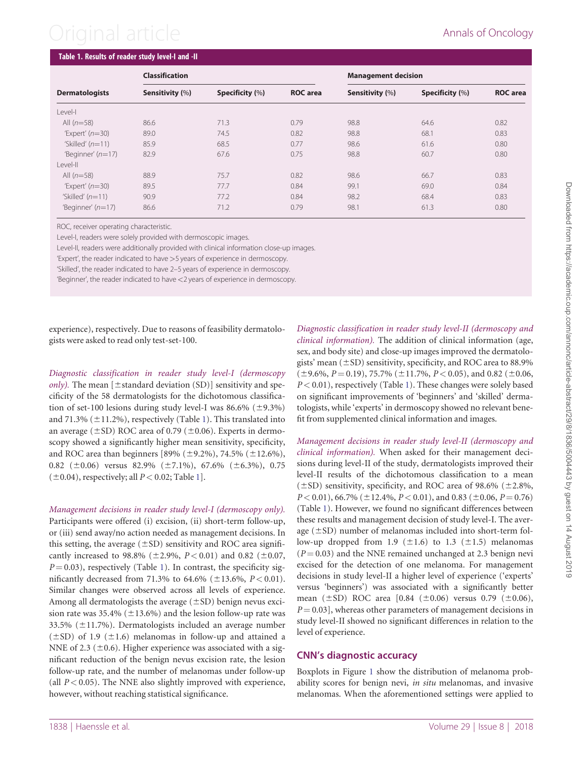**Table 1. Results of reader study level-I and -II**

| Dermatologists | Classification | | | Management decision | | |
|---|---|---|---|---|---|---|
| | Sensitivity (%) | Specificity (%) | ROC area | Sensitivity (%) | Specificity (%) | ROC area |
| Level-I | | | | | | |
| All ($n$=58) | 86.6 | 71.3 | 0.79 | 98.8 | 64.6 | 0.82 |
| 'Expert' ($n$=30) | 89.0 | 74.5 | 0.82 | 98.8 | 68.1 | 0.83 |
| 'Skilled' ($n$=11) | 85.9 | 68.5 | 0.77 | 98.6 | 61.6 | 0.80 |
| 'Beginner' ($n$=17) | 82.9 | 67.6 | 0.75 | 98.8 | 60.7 | 0.80 |
| Level-II | | | | | | |
| All ($n$=58) | 88.9 | 75.7 | 0.82 | 98.6 | 66.7 | 0.83 |
| 'Expert' ($n$=30) | 89.5 | 77.7 | 0.84 | 99.1 | 69.0 | 0.84 |
| 'Skilled' ($n$=11) | 90.9 | 77.2 | 0.84 | 98.2 | 68.4 | 0.83 |
| 'Beginner' ($n$=17) | 86.6 | 71.2 | 0.79 | 98.1 | 61.3 | 0.80 |

ROC, receiver operating characteristic.

Level-I, readers were solely provided with dermoscopic images.

Level-II, readers were additionally provided with clinical information close-up images.

'Expert', the reader indicated to have >5 years of experience in dermoscopy.

'Skilled', the reader indicated to have 2–5 years of experience in dermoscopy.

'Beginner', the reader indicated to have <2 years of experience in dermoscopy.

experience), respectively. Due to reasons of feasibility dermatologists were asked to read only test-set-100.

*Diagnostic classification in reader study level-I (dermoscopy only).* The mean [±standard deviation (SD)] sensitivity and specificity of the 58 dermatologists for the dichotomous classification of set-100 lesions during study level-I was 86.6% (±9.3%) and 71.3% (±11.2%), respectively (Table 1). This translated into an average (±SD) ROC area of 0.79 (±0.06). Experts in dermoscopy showed a significantly higher mean sensitivity, specificity, and ROC area than beginners [89% (±9.2%), 74.5% (±12.6%), 0.82 (±0.06) versus 82.9% (±7.1%), 67.6% (±6.3%), 0.75 (±0.04), respectively; all $P < 0.02$; Table 1].

*Management decisions in reader study level-I (dermoscopy only).* Participants were offered (i) excision, (ii) short-term follow-up, or (iii) send away/no action needed as management decisions. In this setting, the average (±SD) sensitivity and ROC area significantly increased to 98.8% (±2.9%, $P < 0.01$) and 0.82 (±0.07, $P = 0.03$), respectively (Table 1). In contrast, the specificity significantly decreased from 71.3% to 64.6% (±13.6%, $P < 0.01$). Similar changes were observed across all levels of experience. Among all dermatologists the average (±SD) benign nevus excision rate was 35.4% (±13.6%) and the lesion follow-up rate was 33.5% (±11.7%). Dermatologists included an average number (±SD) of 1.9 (±1.6) melanomas in follow-up and attained a NNE of 2.3 (±0.6). Higher experience was associated with a significant reduction of the benign nevus excision rate, the lesion follow-up rate, and the number of melanomas under follow-up (all $P < 0.05$). The NNE also slightly improved with experience, however, without reaching statistical significance.

*Diagnostic classification in reader study level-II (dermoscopy and clinical information).* The addition of clinical information (age, sex, and body site) and close-up images improved the dermatologists' mean (±SD) sensitivity, specificity, and ROC area to 88.9% (±9.6%, $P = 0.19$), 75.7% (±11.7%, $P < 0.05$), and 0.82 (±0.06, $P < 0.01$), respectively (Table 1). These changes were solely based on significant improvements of 'beginners' and 'skilled' dermatologists, while 'experts' in dermoscopy showed no relevant benefit from supplemented clinical information and images.

*Management decisions in reader study level-II (dermoscopy and clinical information).* When asked for their management decisions during level-II of the study, dermatologists improved their level-II results of the dichotomous classification to a mean (±SD) sensitivity, specificity, and ROC area of 98.6% (±2.8%, $P < 0.01$), 66.7% (±12.4%, $P < 0.01$), and 0.83 (±0.06, $P = 0.76$) (Table 1). However, we found no significant differences between these results and management decision of study level-I. The average (±SD) number of melanomas included into short-term follow-up dropped from 1.9 (±1.6) to 1.3 (±1.5) melanomas ($P = 0.03$) and the NNE remained unchanged at 2.3 benign nevi excised for the detection of one melanoma. For management decisions in study level-II a higher level of experience ('experts' versus 'beginners') was associated with a significantly better mean (±SD) ROC area [0.84 (±0.06) versus 0.79 (±0.06), $P = 0.03$], whereas other parameters of management decisions in study level-II showed no significant differences in relation to the level of experience.

## CNN's diagnostic accuracy

Boxplots in Figure 1 show the distribution of melanoma probability scores for benign nevi, *in situ* melanomas, and invasive melanomas. When the aforementioned settings were applied to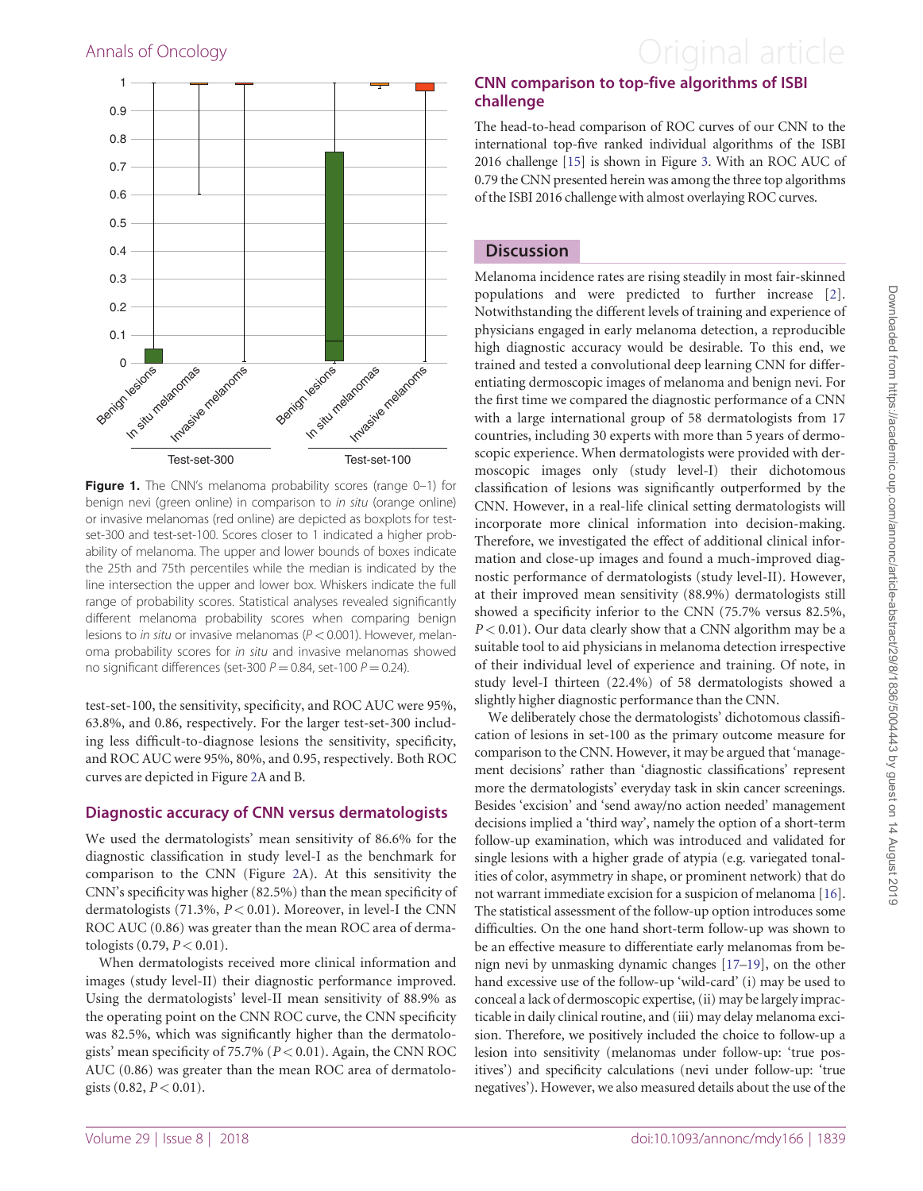**Figure 1.** The CNN's melanoma probability scores (range 0–1) for benign nevi (green online) in comparison to *in situ* (orange online) or invasive melanomas (red online) are depicted as boxplots for test-set-300 and test-set-100. Scores closer to 1 indicated a higher probability of melanoma. The upper and lower bounds of boxes indicate the 25th and 75th percentiles while the median is indicated by the line intersection the upper and lower box. Whiskers indicate the full range of probability scores. Statistical analyses revealed significantly different melanoma probability scores when comparing benign lesions to *in situ* or invasive melanomas ($P < 0.001$). However, melanoma probability scores for *in situ* and invasive melanomas showed no significant differences (set-300 $P = 0.84$, set-100 $P = 0.24$).

test-set-100, the sensitivity, specificity, and ROC AUC were 95%, 63.8%, and 0.86, respectively. For the larger test-set-300 including less difficult-to-diagnose lesions the sensitivity, specificity, and ROC AUC were 95%, 80%, and 0.95, respectively. Both ROC curves are depicted in Figure 2A and B.

### Diagnostic accuracy of CNN versus dermatologists

We used the dermatologists' mean sensitivity of 86.6% for the diagnostic classification in study level-I as the benchmark for comparison to the CNN (Figure 2A). At this sensitivity the CNN's specificity was higher (82.5%) than the mean specificity of dermatologists (71.3%, $P < 0.01$). Moreover, in level-I the CNN ROC AUC (0.86) was greater than the mean ROC area of dermatologists (0.79, $P < 0.01$).

When dermatologists received more clinical information and images (study level-II) their diagnostic performance improved. Using the dermatologists' level-II mean sensitivity of 88.9% as the operating point on the CNN ROC curve, the CNN specificity was 82.5%, which was significantly higher than the dermatologists' mean specificity of 75.7% ($P < 0.01$). Again, the CNN ROC AUC (0.86) was greater than the mean ROC area of dermatologists (0.82, $P < 0.01$).

### CNN comparison to top-five algorithms of ISBI challenge

The head-to-head comparison of ROC curves of our CNN to the international top-five ranked individual algorithms of the ISBI 2016 challenge [15] is shown in Figure 3. With an ROC AUC of 0.79 the CNN presented herein was among the three top algorithms of the ISBI 2016 challenge with almost overlaying ROC curves.

## Discussion

Melanoma incidence rates are rising steadily in most fair-skinned populations and were predicted to further increase [2]. Notwithstanding the different levels of training and experience of physicians engaged in early melanoma detection, a reproducible high diagnostic accuracy would be desirable. To this end, we trained and tested a convolutional deep learning CNN for differentiating dermoscopic images of melanoma and benign nevi. For the first time we compared the diagnostic performance of a CNN with a large international group of 58 dermatologists from 17 countries, including 30 experts with more than 5 years of dermoscopic experience. When dermatologists were provided with dermoscopic images only (study level-I) their dichotomous classification of lesions was significantly outperformed by the CNN. However, in a real-life clinical setting dermatologists will incorporate more clinical information into decision-making. Therefore, we investigated the effect of additional clinical information and close-up images and found a much-improved diagnostic performance of dermatologists (study level-II). However, at their improved mean sensitivity (88.9%) dermatologists still showed a specificity inferior to the CNN (75.7% versus 82.5%, $P < 0.01$). Our data clearly show that a CNN algorithm may be a suitable tool to aid physicians in melanoma detection irrespective of their individual level of experience and training. Of note, in study level-I thirteen (22.4%) of 58 dermatologists showed a slightly higher diagnostic performance than the CNN.

We deliberately chose the dermatologists' dichotomous classification of lesions in set-100 as the primary outcome measure for comparison to the CNN. However, it may be argued that 'management decisions' rather than 'diagnostic classifications' represent more the dermatologists' everyday task in skin cancer screenings. Besides 'excision' and 'send away/no action needed' management decisions implied a 'third way', namely the option of a short-term follow-up examination, which was introduced and validated for single lesions with a higher grade of atypia (e.g. variegated tonalities of color, asymmetry in shape, or prominent network) that do not warrant immediate excision for a suspicion of melanoma [16]. The statistical assessment of the follow-up option introduces some difficulties. On the one hand short-term follow-up was shown to be an effective measure to differentiate early melanomas from benign nevi by unmasking dynamic changes [17–19], on the other hand excessive use of the follow-up 'wild-card' (i) may be used to conceal a lack of dermoscopic expertise, (ii) may be largely impracticable in daily clinical routine, and (iii) may delay melanoma excision. Therefore, we positively included the choice to follow-up a lesion into sensitivity (melanomas under follow-up: 'true positives') and specificity calculations (nevi under follow-up: 'true negatives'). However, we also measured details about the use of the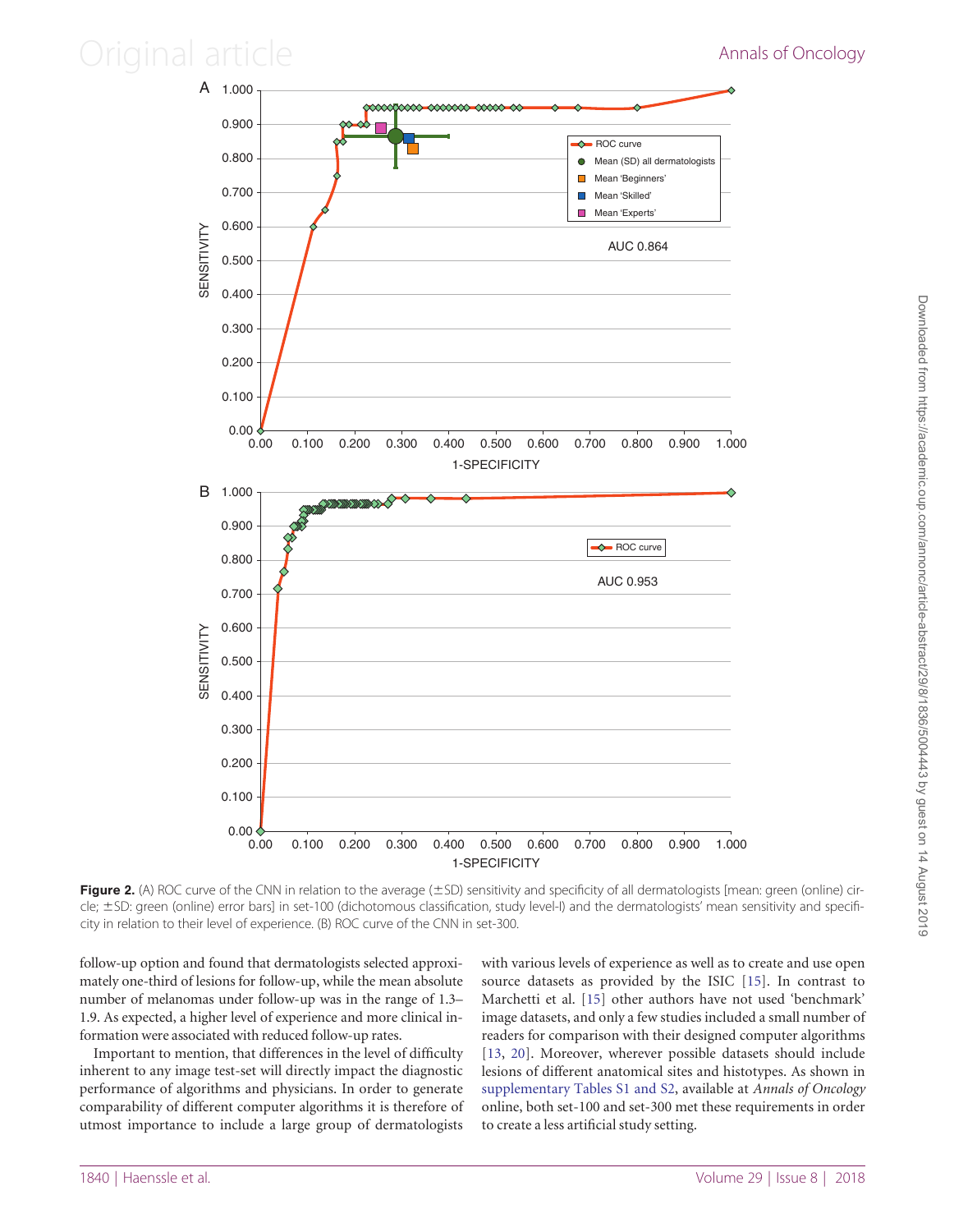**Figure 2.** (A) ROC curve of the CNN in relation to the average (±SD) sensitivity and specificity of all dermatologists [mean: green (online) circle; ±SD: green (online) error bars] in set-100 (dichotomous classification, study level-I) and the dermatologists' mean sensitivity and specificity in relation to their level of experience. (B) ROC curve of the CNN in set-300.

follow-up option and found that dermatologists selected approximately one-third of lesions for follow-up, while the mean absolute number of melanomas under follow-up was in the range of 1.3–1.9. As expected, a higher level of experience and more clinical information were associated with reduced follow-up rates.

Important to mention, that differences in the level of difficulty inherent to any image test-set will directly impact the diagnostic performance of algorithms and physicians. In order to generate comparability of different computer algorithms it is therefore of utmost importance to include a large group of dermatologists with various levels of experience as well as to create and use open source datasets as provided by the ISIC [15]. In contrast to Marchetti et al. [15] other authors have not used 'benchmark' image datasets, and only a few studies included a small number of readers for comparison with their designed computer algorithms [13, 20]. Moreover, wherever possible datasets should include lesions of different anatomical sites and histotypes. As shown in supplementary Tables S1 and S2, available at *Annals of Oncology* online, both set-100 and set-300 met these requirements in order to create a less artificial study setting.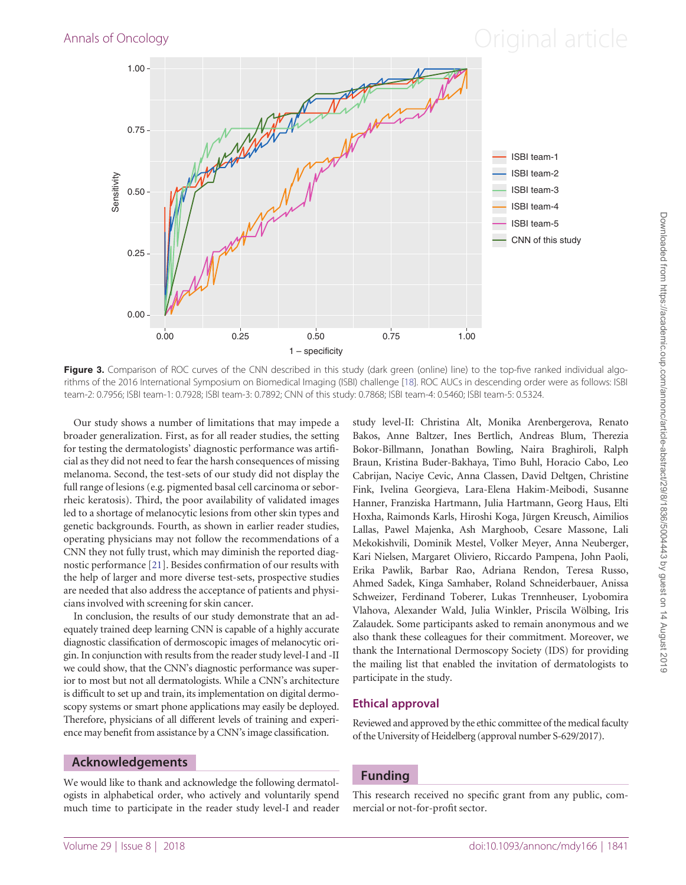Figure 3. Comparison of ROC curves of the CNN described in this study (dark green (online) line) to the top-five ranked individual algorithms of the 2016 International Symposium on Biomedical Imaging (ISBI) challenge [18]. ROC AUCs in descending order were as follows: ISBI team-2: 0.7956; ISBI team-1: 0.7928; ISBI team-3: 0.7892; CNN of this study: 0.7868; ISBI team-4: 0.5460; ISBI team-5: 0.5324.

Our study shows a number of limitations that may impede a broader generalization. First, as for all reader studies, the setting for testing the dermatologists' diagnostic performance was artificial as they did not need to fear the harsh consequences of missing melanoma. Second, the test-sets of our study did not display the full range of lesions (e.g. pigmented basal cell carcinoma or seborrheic keratosis). Third, the poor availability of validated images led to a shortage of melanocytic lesions from other skin types and genetic backgrounds. Fourth, as shown in earlier reader studies, operating physicians may not follow the recommendations of a CNN they not fully trust, which may diminish the reported diagnostic performance [21]. Besides confirmation of our results with the help of larger and more diverse test-sets, prospective studies are needed that also address the acceptance of patients and physicians involved with screening for skin cancer.

In conclusion, the results of our study demonstrate that an adequately trained deep learning CNN is capable of a highly accurate diagnostic classification of dermoscopic images of melanocytic origin. In conjunction with results from the reader study level-I and -II we could show, that the CNN's diagnostic performance was superior to most but not all dermatologists. While a CNN's architecture is difficult to set up and train, its implementation on digital dermoscopy systems or smart phone applications may easily be deployed. Therefore, physicians of all different levels of training and experience may benefit from assistance by a CNN's image classification.

## Acknowledgements

We would like to thank and acknowledge the following dermatologists in alphabetical order, who actively and voluntarily spend much time to participate in the reader study level-I and reader study level-II: Christina Alt, Monika Arenbergerova, Renato Bakos, Anne Baltzer, Ines Bertlich, Andreas Blum, Therezia Bokor-Billmann, Jonathan Bowling, Naira Braghiroli, Ralph Braun, Kristina Buder-Bakhaya, Timo Buhl, Horacio Cabo, Leo Cabrijan, Naciye Cevic, Anna Classen, David Deltgen, Christine Fink, Ivelina Georgieva, Lara-Elena Hakim-Meibodi, Susanne Hanner, Franziska Hartmann, Julia Hartmann, Georg Haus, Elti Hoxha, Raimonds Karls, Hiroshi Koga, Jürgen Kreusch, Aimilios Lallas, Pawel Majenka, Ash Marghoob, Cesare Massone, Lali Mekokishvili, Dominik Mestel, Volker Meyer, Anna Neuberger, Kari Nielsen, Margaret Oliviero, Riccardo Pampena, John Paoli, Erika Pawlik, Barbar Rao, Adriana Rendon, Teresa Russo, Ahmed Sadek, Kinga Samhaber, Roland Schneiderbauer, Anissa Schweizer, Ferdinand Toberer, Lukas Trennheuser, Lyobomira Vlahova, Alexander Wald, Julia Winkler, Priscila Wölbing, Iris Zalaudek. Some participants asked to remain anonymous and we also thank these colleagues for their commitment. Moreover, we thank the International Dermoscopy Society (IDS) for providing the mailing list that enabled the invitation of dermatologists to participate in the study.

## Ethical approval

Reviewed and approved by the ethic committee of the medical faculty of the University of Heidelberg (approval number S-629/2017).

## Funding

This research received no specific grant from any public, commercial or not-for-profit sector.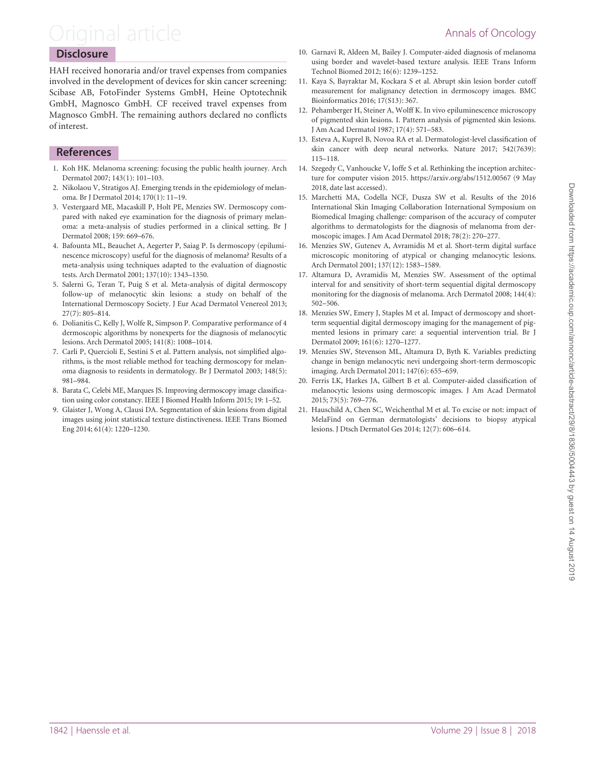## Disclosure

HAH received honoraria and/or travel expenses from companies involved in the development of devices for skin cancer screening: Scibase AB, FotoFinder Systems GmbH, Heine Optotechnik GmbH, Magnosco GmbH. CF received travel expenses from Magnosco GmbH. The remaining authors declared no conflicts of interest.

## References

1. Koh HK. Melanoma screening: focusing the public health journey. Arch Dermatol 2007; 143(1): 101–103.
2. Nikolaou V, Stratigos AJ. Emerging trends in the epidemiology of melanoma. Br J Dermatol 2014; 170(1): 11–19.
3. Vestergaard ME, Macaskill P, Holt PE, Menzies SW. Dermoscopy compared with naked eye examination for the diagnosis of primary melanoma: a meta-analysis of studies performed in a clinical setting. Br J Dermatol 2008; 159: 669–676.
4. Bafounta ML, Beauchet A, Aegerter P, Saiag P. Is dermoscopy (epiluminescence microscopy) useful for the diagnosis of melanoma? Results of a meta-analysis using techniques adapted to the evaluation of diagnostic tests. Arch Dermatol 2001; 137(10): 1343–1350.
5. Salerni G, Teran T, Puig S et al. Meta-analysis of digital dermoscopy follow-up of melanocytic skin lesions: a study on behalf of the International Dermoscopy Society. J Eur Acad Dermatol Venereol 2013; 27(7): 805–814.
6. Dolianitis C, Kelly J, Wolfe R, Simpson P. Comparative performance of 4 dermoscopic algorithms by nonexperts for the diagnosis of melanocytic lesions. Arch Dermatol 2005; 141(8): 1008–1014.
7. Carli P, Quercioli E, Sestini S et al. Pattern analysis, not simplified algorithms, is the most reliable method for teaching dermoscopy for melanoma diagnosis to residents in dermatology. Br J Dermatol 2003; 148(5): 981–984.
8. Barata C, Celebi ME, Marques JS. Improving dermoscopy image classification using color constancy. IEEE J Biomed Health Inform 2015; 19: 1–52.
9. Glaister J, Wong A, Clausi DA. Segmentation of skin lesions from digital images using joint statistical texture distinctiveness. IEEE Trans Biomed Eng 2014; 61(4): 1220–1230.
10. Garnavi R, Aldeen M, Bailey J. Computer-aided diagnosis of melanoma using border and wavelet-based texture analysis. IEEE Trans Inform Technol Biomed 2012; 16(6): 1239–1252.
11. Kaya S, Bayraktar M, Kockara S et al. Abrupt skin lesion border cutoff measurement for malignancy detection in dermoscopy images. BMC Bioinformatics 2016; 17(S13): 367.
12. Pehamberger H, Steiner A, Wolff K. In vivo epiluminescence microscopy of pigmented skin lesions. I. Pattern analysis of pigmented skin lesions. J Am Acad Dermatol 1987; 17(4): 571–583.
13. Esteva A, Kuprel B, Novoa RA et al. Dermatologist-level classification of skin cancer with deep neural networks. Nature 2017; 542(7639): 115–118.
14. Szegedy C, Vanhoucke V, Ioffe S et al. Rethinking the inception architecture for computer vision 2015. https://arxiv.org/abs/1512.00567 (9 May 2018, date last accessed).
15. Marchetti MA, Codella NCF, Dusza SW et al. Results of the 2016 International Skin Imaging Collaboration International Symposium on Biomedical Imaging challenge: comparison of the accuracy of computer algorithms to dermatologists for the diagnosis of melanoma from dermoscopic images. J Am Acad Dermatol 2018; 78(2): 270–277.
16. Menzies SW, Gutenev A, Avramidis M et al. Short-term digital surface microscopic monitoring of atypical or changing melanocytic lesions. Arch Dermatol 2001; 137(12): 1583–1589.
17. Altamura D, Avramidis M, Menzies SW. Assessment of the optimal interval for and sensitivity of short-term sequential digital dermoscopy monitoring for the diagnosis of melanoma. Arch Dermatol 2008; 144(4): 502–506.
18. Menzies SW, Emery J, Staples M et al. Impact of dermoscopy and short-term sequential digital dermoscopy imaging for the management of pigmented lesions in primary care: a sequential intervention trial. Br J Dermatol 2009; 161(6): 1270–1277.
19. Menzies SW, Stevenson ML, Altamura D, Byth K. Variables predicting change in benign melanocytic nevi undergoing short-term dermoscopic imaging. Arch Dermatol 2011; 147(6): 655–659.
20. Ferris LK, Harkes JA, Gilbert B et al. Computer-aided classification of melanocytic lesions using dermoscopic images. J Am Acad Dermatol 2015; 73(5): 769–776.
21. Hauschild A, Chen SC, Weichenthal M et al. To excise or not: impact of MelaFind on German dermatologists' decisions to biopsy atypical lesions. J Dtsch Dermatol Ges 2014; 12(7): 606–614.